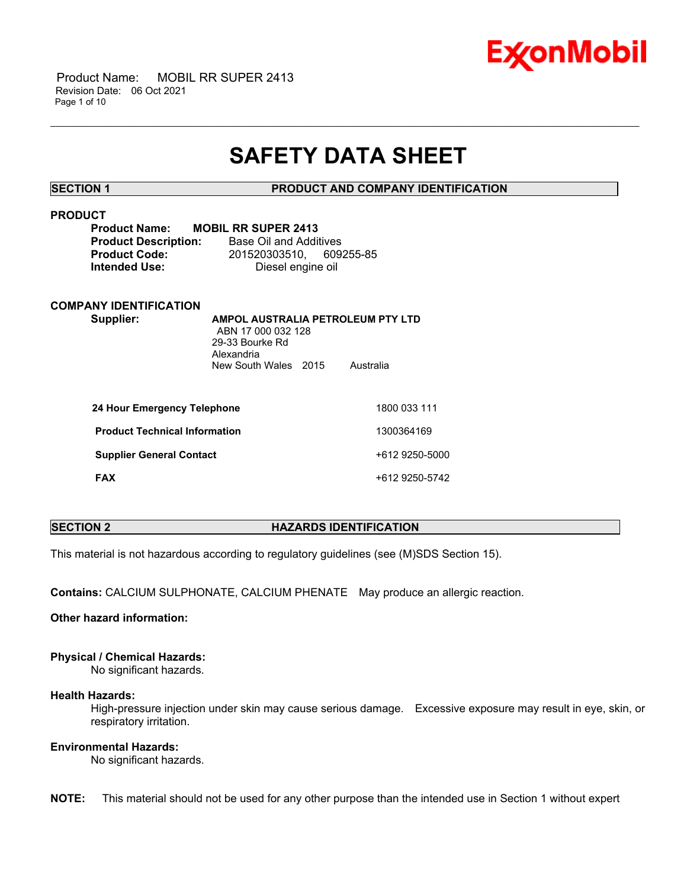# SAFETY DATA SHEET

## SECTION 1 PRODUCT AND COMPANY IDENTIFICATION

### PRODUCT

**Product Name:** **MOBIL RR SUPER 2413**
**Product Description:** Base Oil and Additives
**Product Code:** 201520303510, 609255-85
**Intended Use:** Diesel engine oil

### COMPANY IDENTIFICATION

**Supplier:** **AMPOL AUSTRALIA PETROLEUM PTY LTD**
ABN 17 000 032 128
29-33 Bourke Rd
Alexandria
New South Wales 2015 Australia

| | |
|---|---|
| **24 Hour Emergency Telephone** | 1800 033 111 |
| **Product Technical Information** | 1300364169 |
| **Supplier General Contact** | +612 9250-5000 |
| **FAX** | +612 9250-5742 |

## SECTION 2 HAZARDS IDENTIFICATION

This material is not hazardous according to regulatory guidelines (see (M)SDS Section 15).

**Contains:** CALCIUM SULPHONATE, CALCIUM PHENATE May produce an allergic reaction.

**Other hazard information:**

**Physical / Chemical Hazards:**
No significant hazards.

**Health Hazards:**
High-pressure injection under skin may cause serious damage. Excessive exposure may result in eye, skin, or respiratory irritation.

**Environmental Hazards:**
No significant hazards.

**NOTE:** This material should not be used for any other purpose than the intended use in Section 1 without expert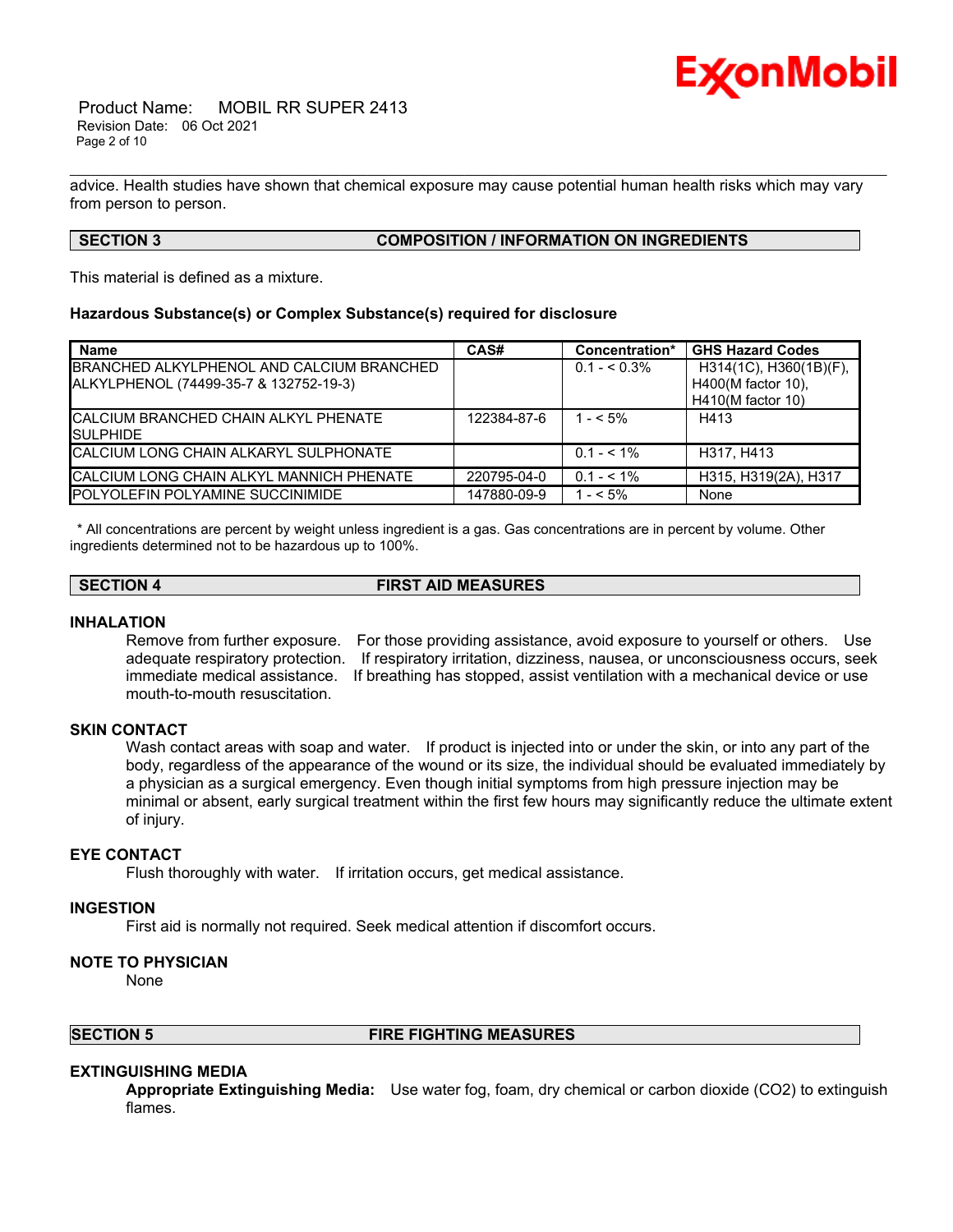advice. Health studies have shown that chemical exposure may cause potential human health risks which may vary from person to person.

## SECTION 3 COMPOSITION / INFORMATION ON INGREDIENTS

This material is defined as a mixture.

**Hazardous Substance(s) or Complex Substance(s) required for disclosure**

| Name | CAS# | Concentration* | GHS Hazard Codes |
|---|---|---|---|
| BRANCHED ALKYLPHENOL AND CALCIUM BRANCHED ALKYLPHENOL (74499-35-7 & 132752-19-3) | | 0.1 - < 0.3% | H314(1C), H360(1B)(F), H400(M factor 10), H410(M factor 10) |
| CALCIUM BRANCHED CHAIN ALKYL PHENATE SULPHIDE | 122384-87-6 | 1 - < 5% | H413 |
| CALCIUM LONG CHAIN ALKARYL SULPHONATE | | 0.1 - < 1% | H317, H413 |
| CALCIUM LONG CHAIN ALKYL MANNICH PHENATE | 220795-04-0 | 0.1 - < 1% | H315, H319(2A), H317 |
| POLYOLEFIN POLYAMINE SUCCINIMIDE | 147880-09-9 | 1 - < 5% | None |

\* All concentrations are percent by weight unless ingredient is a gas. Gas concentrations are in percent by volume. Other ingredients determined not to be hazardous up to 100%.

## SECTION 4 FIRST AID MEASURES

### INHALATION

Remove from further exposure. For those providing assistance, avoid exposure to yourself or others. Use adequate respiratory protection. If respiratory irritation, dizziness, nausea, or unconsciousness occurs, seek immediate medical assistance. If breathing has stopped, assist ventilation with a mechanical device or use mouth-to-mouth resuscitation.

### SKIN CONTACT

Wash contact areas with soap and water. If product is injected into or under the skin, or into any part of the body, regardless of the appearance of the wound or its size, the individual should be evaluated immediately by a physician as a surgical emergency. Even though initial symptoms from high pressure injection may be minimal or absent, early surgical treatment within the first few hours may significantly reduce the ultimate extent of injury.

### EYE CONTACT

Flush thoroughly with water. If irritation occurs, get medical assistance.

### INGESTION

First aid is normally not required. Seek medical attention if discomfort occurs.

### NOTE TO PHYSICIAN

None

## SECTION 5 FIRE FIGHTING MEASURES

### EXTINGUISHING MEDIA

**Appropriate Extinguishing Media:** Use water fog, foam, dry chemical or carbon dioxide ($CO_2$) to extinguish flames.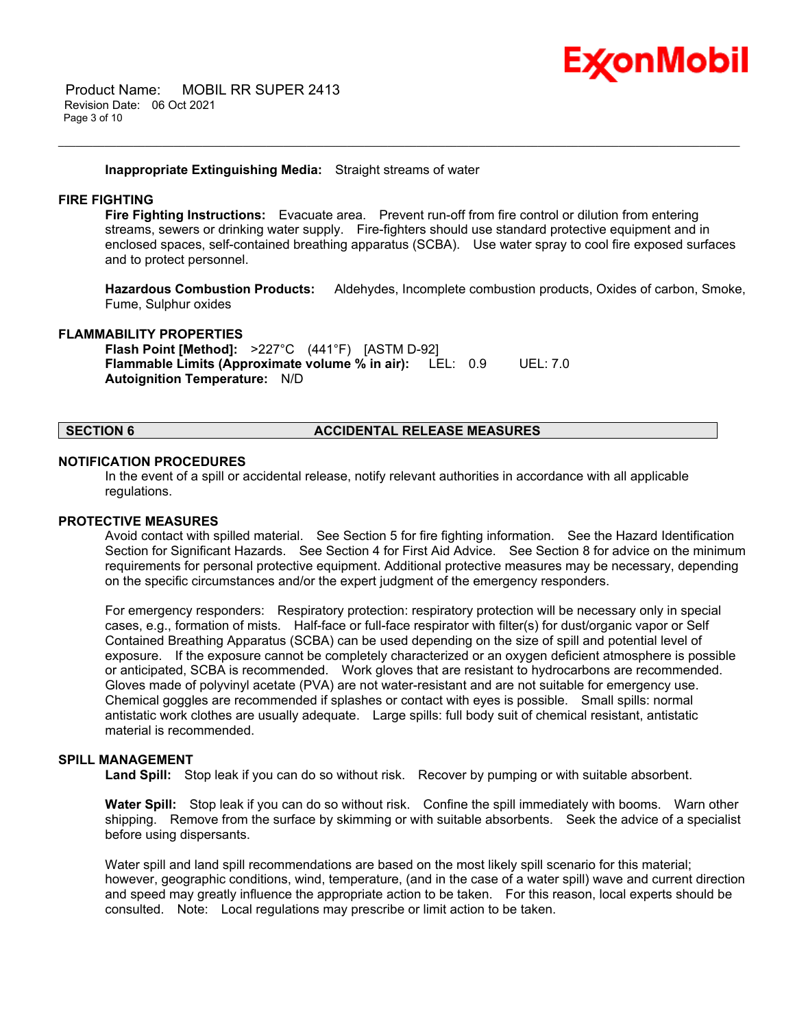**Inappropriate Extinguishing Media:** Straight streams of water

### FIRE FIGHTING

**Fire Fighting Instructions:** Evacuate area. Prevent run-off from fire control or dilution from entering streams, sewers or drinking water supply. Fire-fighters should use standard protective equipment and in enclosed spaces, self-contained breathing apparatus (SCBA). Use water spray to cool fire exposed surfaces and to protect personnel.

**Hazardous Combustion Products:** Aldehydes, Incomplete combustion products, Oxides of carbon, Smoke, Fume, Sulphur oxides

### FLAMMABILITY PROPERTIES

**Flash Point [Method]:** >227°C (441°F) [ASTM D-92]
**Flammable Limits (Approximate volume % in air):** LEL: 0.9 UEL: 7.0
**Autoignition Temperature:** N/D

## SECTION 6 ACCIDENTAL RELEASE MEASURES

### NOTIFICATION PROCEDURES

In the event of a spill or accidental release, notify relevant authorities in accordance with all applicable regulations.

### PROTECTIVE MEASURES

Avoid contact with spilled material. See Section 5 for fire fighting information. See the Hazard Identification Section for Significant Hazards. See Section 4 for First Aid Advice. See Section 8 for advice on the minimum requirements for personal protective equipment. Additional protective measures may be necessary, depending on the specific circumstances and/or the expert judgment of the emergency responders.

For emergency responders: Respiratory protection: respiratory protection will be necessary only in special cases, e.g., formation of mists. Half-face or full-face respirator with filter(s) for dust/organic vapor or Self Contained Breathing Apparatus (SCBA) can be used depending on the size of spill and potential level of exposure. If the exposure cannot be completely characterized or an oxygen deficient atmosphere is possible or anticipated, SCBA is recommended. Work gloves that are resistant to hydrocarbons are recommended. Gloves made of polyvinyl acetate (PVA) are not water-resistant and are not suitable for emergency use. Chemical goggles are recommended if splashes or contact with eyes is possible. Small spills: normal antistatic work clothes are usually adequate. Large spills: full body suit of chemical resistant, antistatic material is recommended.

### SPILL MANAGEMENT

**Land Spill:** Stop leak if you can do so without risk. Recover by pumping or with suitable absorbent.

**Water Spill:** Stop leak if you can do so without risk. Confine the spill immediately with booms. Warn other shipping. Remove from the surface by skimming or with suitable absorbents. Seek the advice of a specialist before using dispersants.

Water spill and land spill recommendations are based on the most likely spill scenario for this material; however, geographic conditions, wind, temperature, (and in the case of a water spill) wave and current direction and speed may greatly influence the appropriate action to be taken. For this reason, local experts should be consulted. Note: Local regulations may prescribe or limit action to be taken.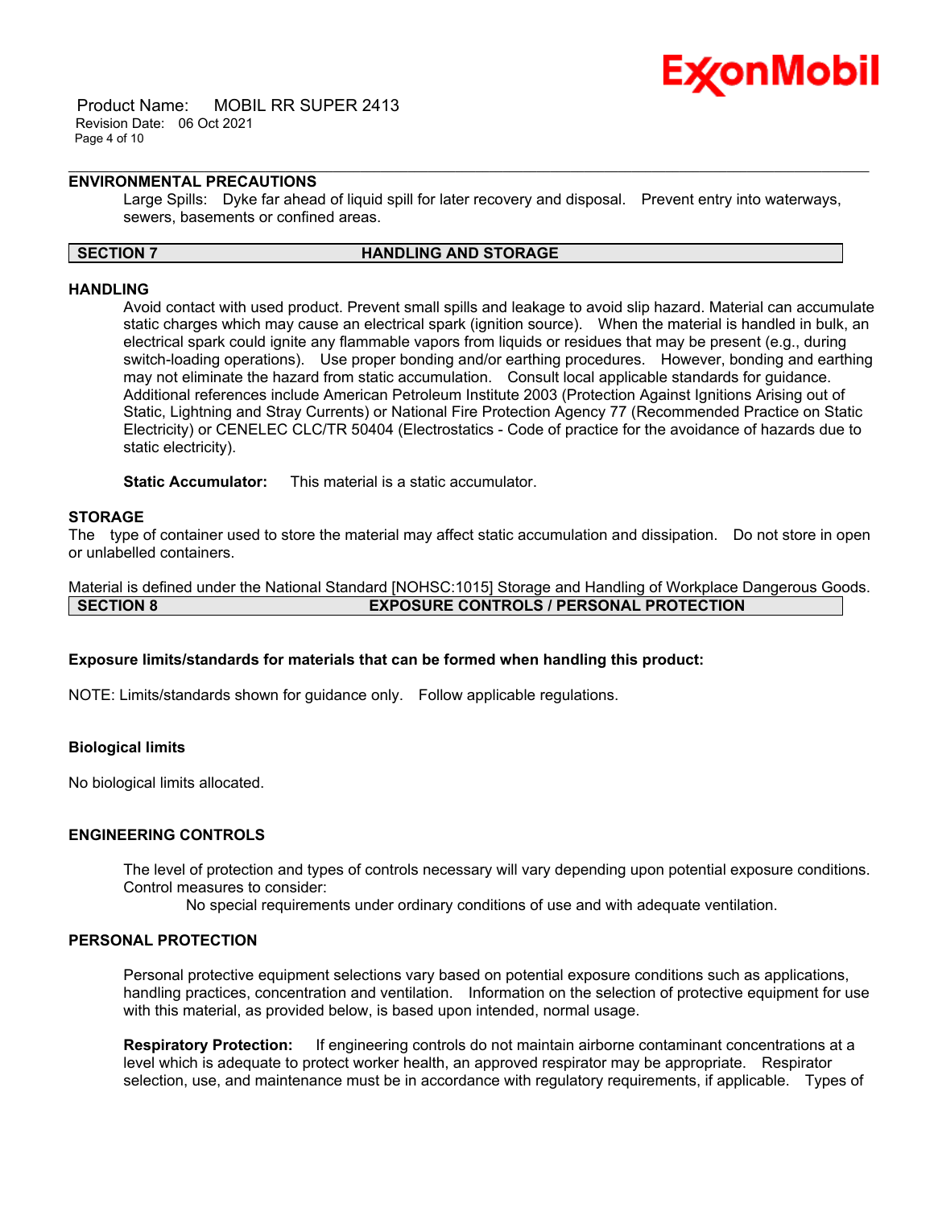### ENVIRONMENTAL PRECAUTIONS

Large Spills: Dyke far ahead of liquid spill for later recovery and disposal. Prevent entry into waterways, sewers, basements or confined areas.

## SECTION 7 HANDLING AND STORAGE

### HANDLING

Avoid contact with used product. Prevent small spills and leakage to avoid slip hazard. Material can accumulate static charges which may cause an electrical spark (ignition source). When the material is handled in bulk, an electrical spark could ignite any flammable vapors from liquids or residues that may be present (e.g., during switch-loading operations). Use proper bonding and/or earthing procedures. However, bonding and earthing may not eliminate the hazard from static accumulation. Consult local applicable standards for guidance. Additional references include American Petroleum Institute 2003 (Protection Against Ignitions Arising out of Static, Lightning and Stray Currents) or National Fire Protection Agency 77 (Recommended Practice on Static Electricity) or CENELEC CLC/TR 50404 (Electrostatics - Code of practice for the avoidance of hazards due to static electricity).

**Static Accumulator:** This material is a static accumulator.

### STORAGE

The type of container used to store the material may affect static accumulation and dissipation. Do not store in open or unlabelled containers.

Material is defined under the National Standard [NOHSC:1015] Storage and Handling of Workplace Dangerous Goods.

## SECTION 8 EXPOSURE CONTROLS / PERSONAL PROTECTION

**Exposure limits/standards for materials that can be formed when handling this product:**

NOTE: Limits/standards shown for guidance only. Follow applicable regulations.

**Biological limits**

No biological limits allocated.

### ENGINEERING CONTROLS

The level of protection and types of controls necessary will vary depending upon potential exposure conditions. Control measures to consider:

No special requirements under ordinary conditions of use and with adequate ventilation.

### PERSONAL PROTECTION

Personal protective equipment selections vary based on potential exposure conditions such as applications, handling practices, concentration and ventilation. Information on the selection of protective equipment for use with this material, as provided below, is based upon intended, normal usage.

**Respiratory Protection:** If engineering controls do not maintain airborne contaminant concentrations at a level which is adequate to protect worker health, an approved respirator may be appropriate. Respirator selection, use, and maintenance must be in accordance with regulatory requirements, if applicable. Types of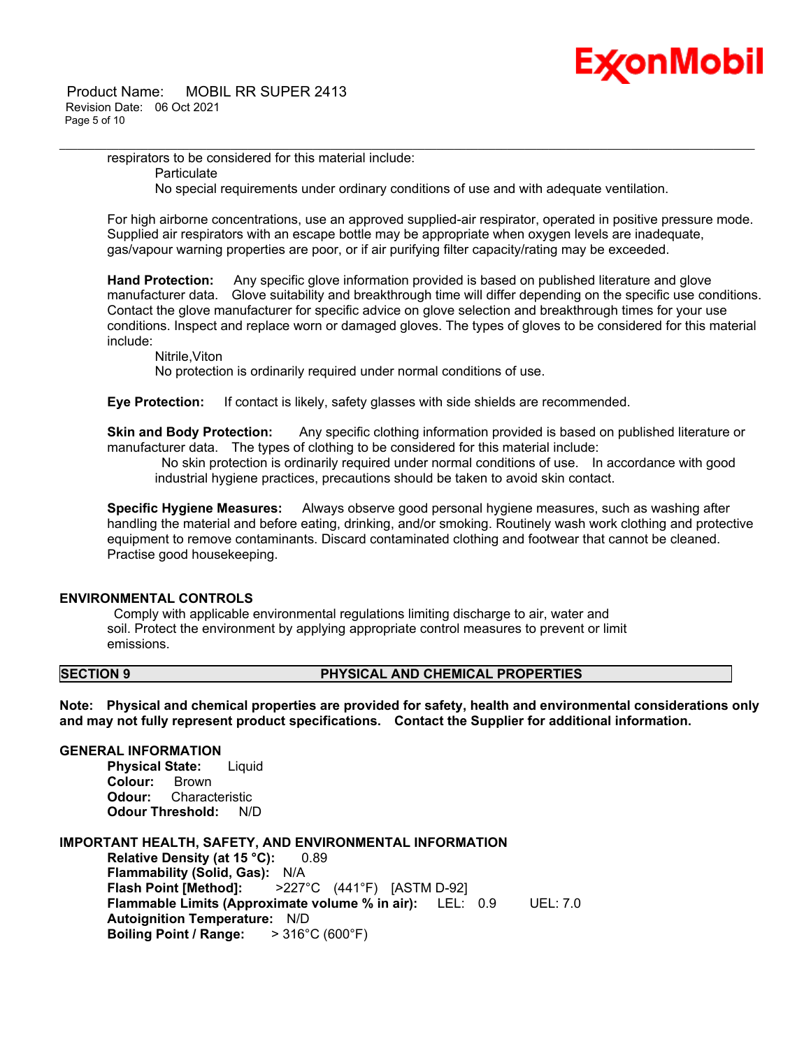respirators to be considered for this material include:

Particulate

No special requirements under ordinary conditions of use and with adequate ventilation.

For high airborne concentrations, use an approved supplied-air respirator, operated in positive pressure mode. Supplied air respirators with an escape bottle may be appropriate when oxygen levels are inadequate, gas/vapour warning properties are poor, or if air purifying filter capacity/rating may be exceeded.

**Hand Protection:** Any specific glove information provided is based on published literature and glove manufacturer data. Glove suitability and breakthrough time will differ depending on the specific use conditions. Contact the glove manufacturer for specific advice on glove selection and breakthrough times for your use conditions. Inspect and replace worn or damaged gloves. The types of gloves to be considered for this material include:

Nitrile,Viton

No protection is ordinarily required under normal conditions of use.

**Eye Protection:** If contact is likely, safety glasses with side shields are recommended.

**Skin and Body Protection:** Any specific clothing information provided is based on published literature or manufacturer data. The types of clothing to be considered for this material include:

No skin protection is ordinarily required under normal conditions of use. In accordance with good industrial hygiene practices, precautions should be taken to avoid skin contact.

**Specific Hygiene Measures:** Always observe good personal hygiene measures, such as washing after handling the material and before eating, drinking, and/or smoking. Routinely wash work clothing and protective equipment to remove contaminants. Discard contaminated clothing and footwear that cannot be cleaned. Practise good housekeeping.

## ENVIRONMENTAL CONTROLS

Comply with applicable environmental regulations limiting discharge to air, water and soil. Protect the environment by applying appropriate control measures to prevent or limit emissions.

## SECTION 9 PHYSICAL AND CHEMICAL PROPERTIES

**Note: Physical and chemical properties are provided for safety, health and environmental considerations only and may not fully represent product specifications. Contact the Supplier for additional information.**

### GENERAL INFORMATION

**Physical State:** Liquid
**Colour:** Brown
**Odour:** Characteristic
**Odour Threshold:** N/D

### IMPORTANT HEALTH, SAFETY, AND ENVIRONMENTAL INFORMATION

**Relative Density (at 15 °C):** 0.89
**Flammability (Solid, Gas):** N/A
**Flash Point [Method]:** >227°C (441°F) [ASTM D-92]
**Flammable Limits (Approximate volume % in air):** LEL: 0.9 UEL: 7.0
**Autoignition Temperature:** N/D
**Boiling Point / Range:** > 316°C (600°F)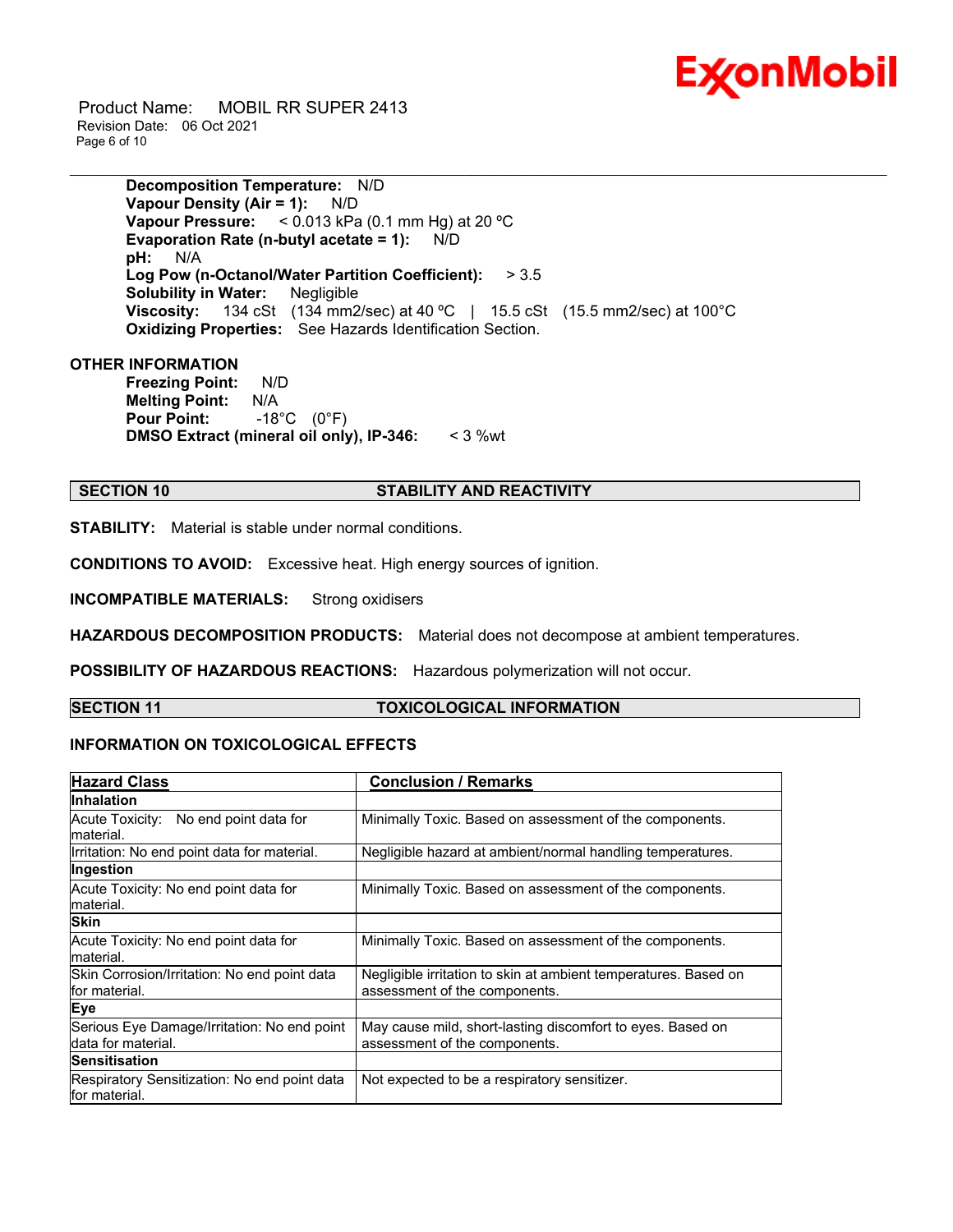**Decomposition Temperature:** N/D
**Vapour Density (Air = 1):** N/D
**Vapour Pressure:** < 0.013 kPa (0.1 mm Hg) at 20 ºC
**Evaporation Rate (n-butyl acetate = 1):** N/D
**pH:** N/A
**Log Pow (n-Octanol/Water Partition Coefficient):** > 3.5
**Solubility in Water:** Negligible
**Viscosity:** 134 cSt (134 mm2/sec) at 40 ºC | 15.5 cSt (15.5 mm2/sec) at 100°C
**Oxidizing Properties:** See Hazards Identification Section.

**OTHER INFORMATION**

**Freezing Point:** N/D
**Melting Point:** N/A
**Pour Point:** -18°C (0°F)
**DMSO Extract (mineral oil only), IP-346:** < 3 %wt

## SECTION 10 STABILITY AND REACTIVITY

**STABILITY:** Material is stable under normal conditions.

**CONDITIONS TO AVOID:** Excessive heat. High energy sources of ignition.

**INCOMPATIBLE MATERIALS:** Strong oxidisers

**HAZARDOUS DECOMPOSITION PRODUCTS:** Material does not decompose at ambient temperatures.

**POSSIBILITY OF HAZARDOUS REACTIONS:** Hazardous polymerization will not occur.

## SECTION 11 TOXICOLOGICAL INFORMATION

### INFORMATION ON TOXICOLOGICAL EFFECTS

| Hazard Class | Conclusion / Remarks |
|---|---|
| **Inhalation** | |
| Acute Toxicity: No end point data for material. | Minimally Toxic. Based on assessment of the components. |
| Irritation: No end point data for material. | Negligible hazard at ambient/normal handling temperatures. |
| **Ingestion** | |
| Acute Toxicity: No end point data for material. | Minimally Toxic. Based on assessment of the components. |
| **Skin** | |
| Acute Toxicity: No end point data for material. | Minimally Toxic. Based on assessment of the components. |
| Skin Corrosion/Irritation: No end point data for material. | Negligible irritation to skin at ambient temperatures. Based on assessment of the components. |
| **Eye** | |
| Serious Eye Damage/Irritation: No end point data for material. | May cause mild, short-lasting discomfort to eyes. Based on assessment of the components. |
| **Sensitisation** | |
| Respiratory Sensitization: No end point data for material. | Not expected to be a respiratory sensitizer. |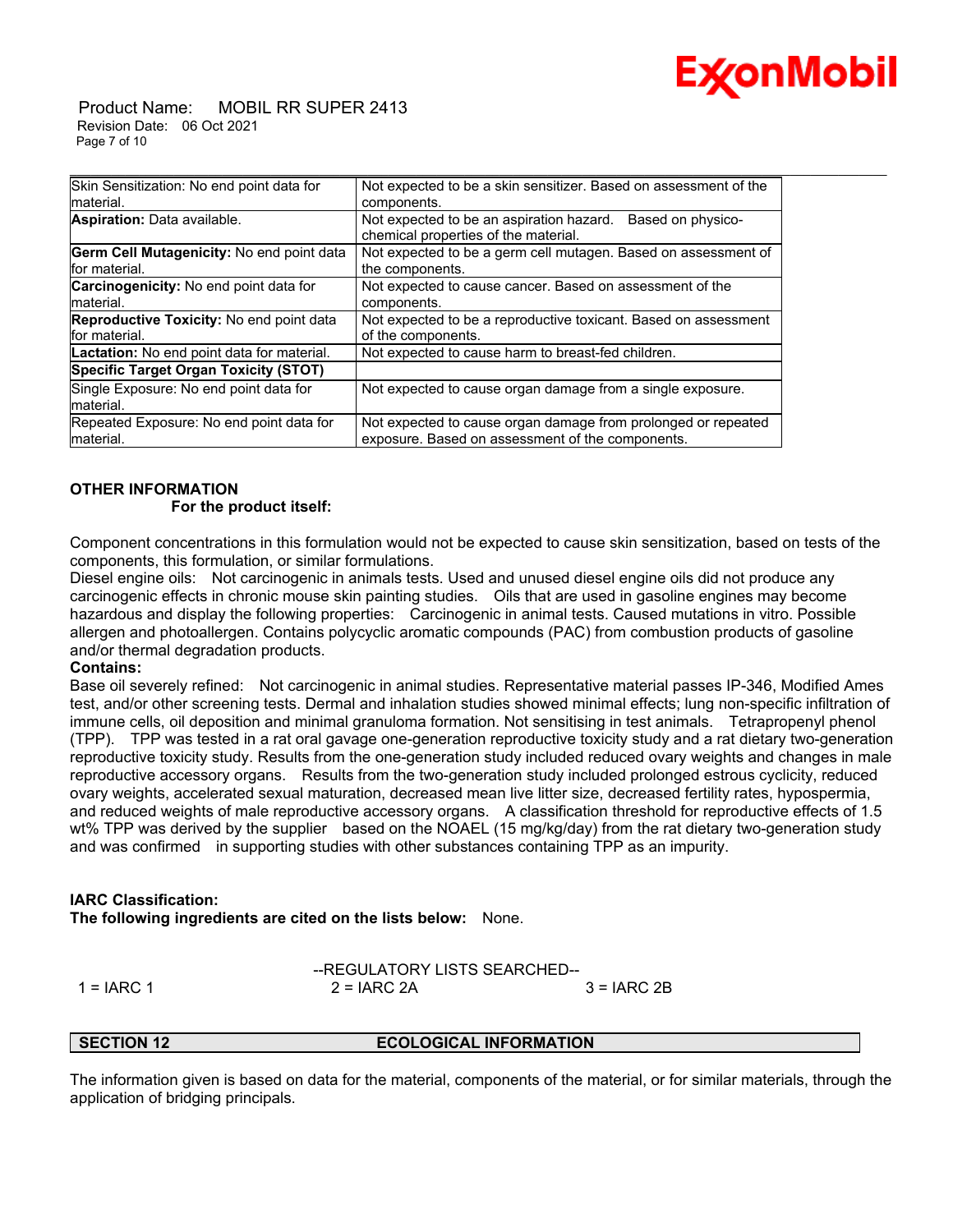| | |
|---|---|
| Skin Sensitization: No end point data for material. | Not expected to be a skin sensitizer. Based on assessment of the components. |
| **Aspiration:** Data available. | Not expected to be an aspiration hazard. Based on physico-chemical properties of the material. |
| **Germ Cell Mutagenicity:** No end point data for material. | Not expected to be a germ cell mutagen. Based on assessment of the components. |
| **Carcinogenicity:** No end point data for material. | Not expected to cause cancer. Based on assessment of the components. |
| **Reproductive Toxicity:** No end point data for material. | Not expected to be a reproductive toxicant. Based on assessment of the components. |
| **Lactation:** No end point data for material. | Not expected to cause harm to breast-fed children. |
| **Specific Target Organ Toxicity (STOT)** | |
| Single Exposure: No end point data for material. | Not expected to cause organ damage from a single exposure. |
| Repeated Exposure: No end point data for material. | Not expected to cause organ damage from prolonged or repeated exposure. Based on assessment of the components. |

**OTHER INFORMATION**

**For the product itself:**

Component concentrations in this formulation would not be expected to cause skin sensitization, based on tests of the components, this formulation, or similar formulations.
Diesel engine oils: Not carcinogenic in animals tests. Used and unused diesel engine oils did not produce any carcinogenic effects in chronic mouse skin painting studies. Oils that are used in gasoline engines may become hazardous and display the following properties: Carcinogenic in animal tests. Caused mutations in vitro. Possible allergen and photoallergen. Contains polycyclic aromatic compounds (PAC) from combustion products of gasoline and/or thermal degradation products.

**Contains:**

Base oil severely refined: Not carcinogenic in animal studies. Representative material passes IP-346, Modified Ames test, and/or other screening tests. Dermal and inhalation studies showed minimal effects; lung non-specific infiltration of immune cells, oil deposition and minimal granuloma formation. Not sensitising in test animals. Tetrapropenyl phenol (TPP). TPP was tested in a rat oral gavage one-generation reproductive toxicity study and a rat dietary two-generation reproductive toxicity study. Results from the one-generation study included reduced ovary weights and changes in male reproductive accessory organs. Results from the two-generation study included prolonged estrous cyclicity, reduced ovary weights, accelerated sexual maturation, decreased mean live litter size, decreased fertility rates, hypospermia, and reduced weights of male reproductive accessory organs. A classification threshold for reproductive effects of 1.5 wt% TPP was derived by the supplier based on the NOAEL (15 mg/kg/day) from the rat dietary two-generation study and was confirmed in supporting studies with other substances containing TPP as an impurity.

**IARC Classification:**

**The following ingredients are cited on the lists below:** None.

--REGULATORY LISTS SEARCHED--

| | | |
|---|---|---|
| 1 = IARC 1 | 2 = IARC 2A | 3 = IARC 2B |

## SECTION 12 ECOLOGICAL INFORMATION

The information given is based on data for the material, components of the material, or for similar materials, through the application of bridging principals.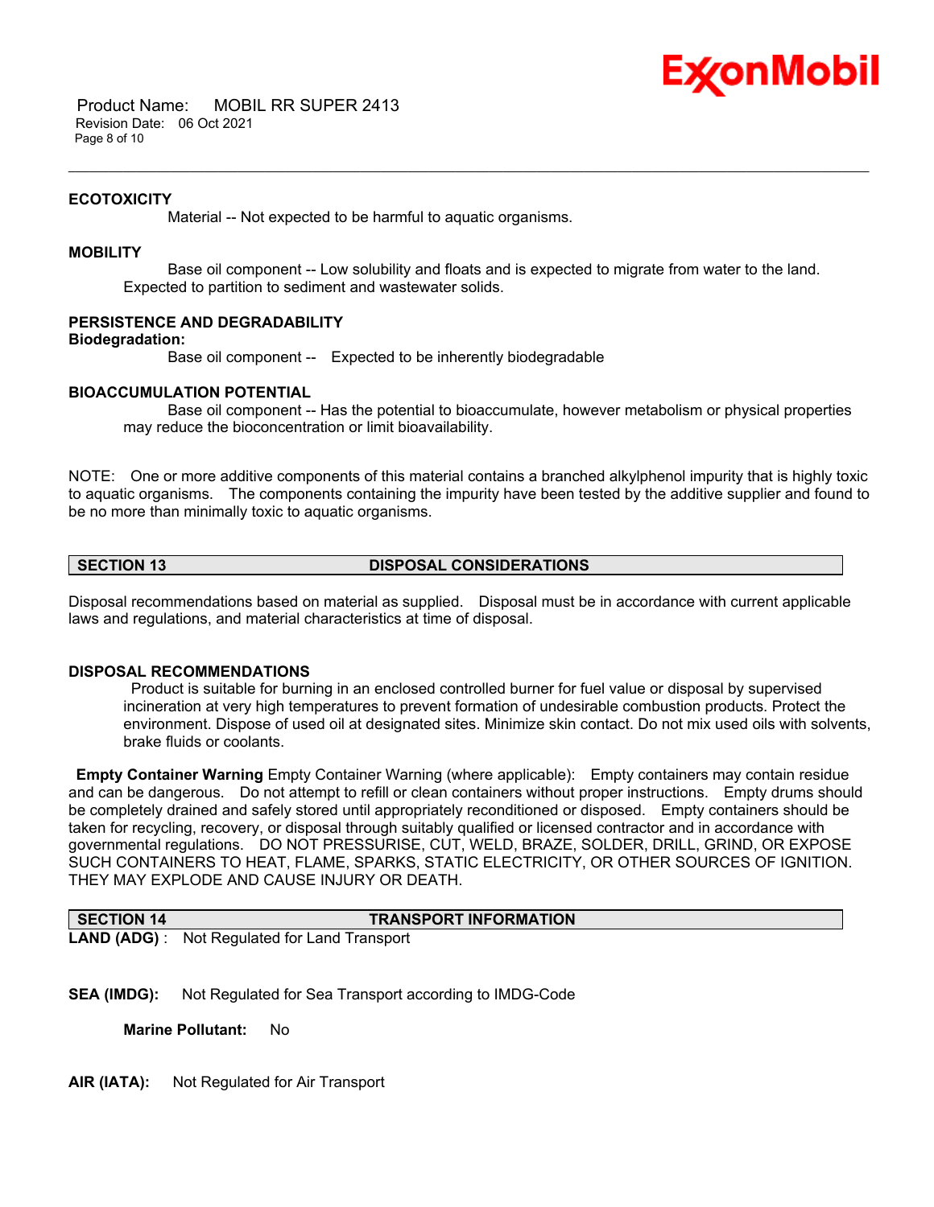### ECOTOXICITY

Material -- Not expected to be harmful to aquatic organisms.

### MOBILITY

Base oil component -- Low solubility and floats and is expected to migrate from water to the land. Expected to partition to sediment and wastewater solids.

### PERSISTENCE AND DEGRADABILITY

**Biodegradation:**

Base oil component -- Expected to be inherently biodegradable

### BIOACCUMULATION POTENTIAL

Base oil component -- Has the potential to bioaccumulate, however metabolism or physical properties may reduce the bioconcentration or limit bioavailability.

NOTE: One or more additive components of this material contains a branched alkylphenol impurity that is highly toxic to aquatic organisms. The components containing the impurity have been tested by the additive supplier and found to be no more than minimally toxic to aquatic organisms.

## SECTION 13 DISPOSAL CONSIDERATIONS

Disposal recommendations based on material as supplied. Disposal must be in accordance with current applicable laws and regulations, and material characteristics at time of disposal.

### DISPOSAL RECOMMENDATIONS

Product is suitable for burning in an enclosed controlled burner for fuel value or disposal by supervised incineration at very high temperatures to prevent formation of undesirable combustion products. Protect the environment. Dispose of used oil at designated sites. Minimize skin contact. Do not mix used oils with solvents, brake fluids or coolants.

**Empty Container Warning** Empty Container Warning (where applicable): Empty containers may contain residue and can be dangerous. Do not attempt to refill or clean containers without proper instructions. Empty drums should be completely drained and safely stored until appropriately reconditioned or disposed. Empty containers should be taken for recycling, recovery, or disposal through suitably qualified or licensed contractor and in accordance with governmental regulations. DO NOT PRESSURISE, CUT, WELD, BRAZE, SOLDER, DRILL, GRIND, OR EXPOSE SUCH CONTAINERS TO HEAT, FLAME, SPARKS, STATIC ELECTRICITY, OR OTHER SOURCES OF IGNITION. THEY MAY EXPLODE AND CAUSE INJURY OR DEATH.

## SECTION 14 TRANSPORT INFORMATION

**LAND (ADG)** : Not Regulated for Land Transport

**SEA (IMDG):** Not Regulated for Sea Transport according to IMDG-Code

**Marine Pollutant:** No

**AIR (IATA):** Not Regulated for Air Transport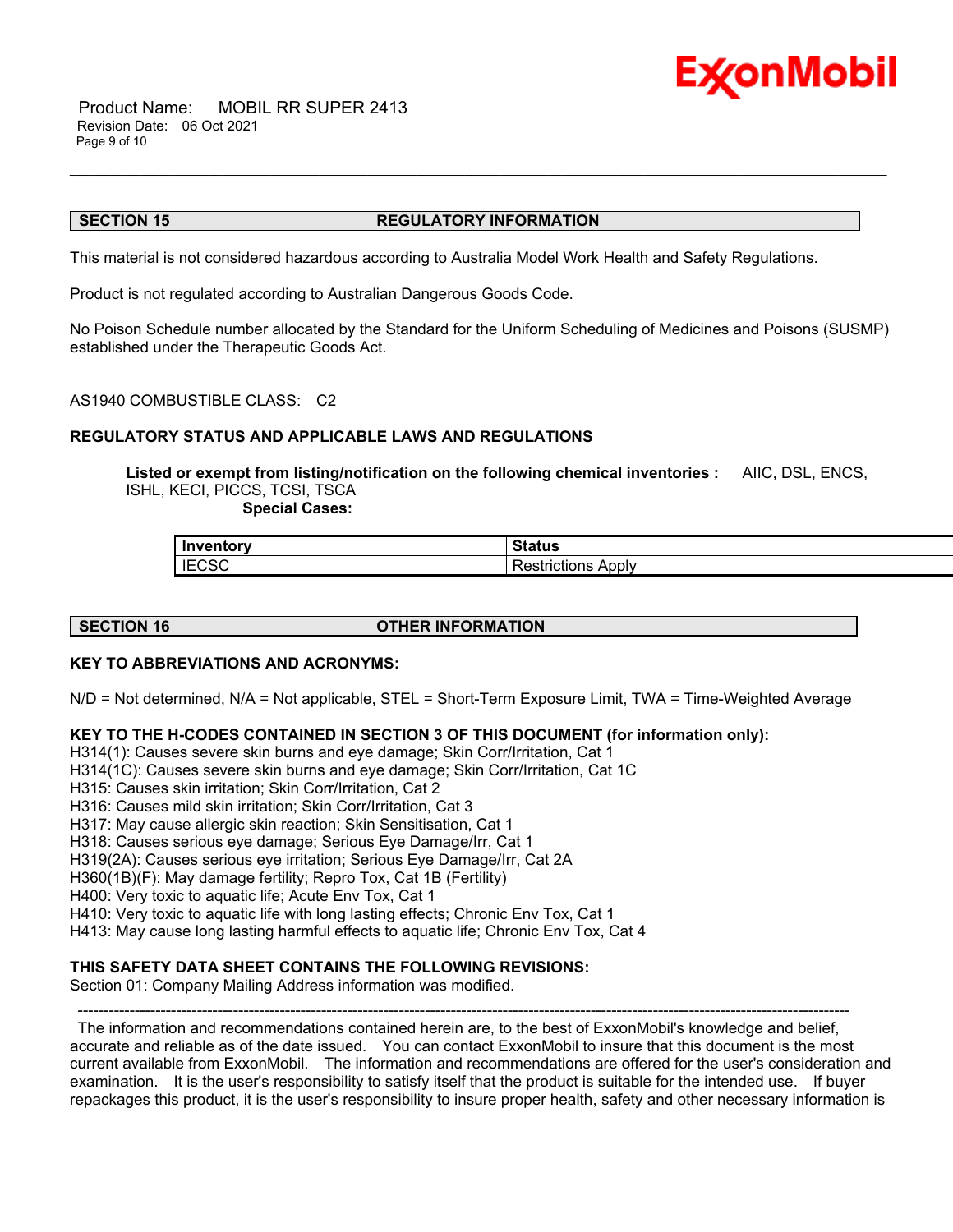## SECTION 15 REGULATORY INFORMATION

This material is not considered hazardous according to Australia Model Work Health and Safety Regulations.

Product is not regulated according to Australian Dangerous Goods Code.

No Poison Schedule number allocated by the Standard for the Uniform Scheduling of Medicines and Poisons (SUSMP) established under the Therapeutic Goods Act.

AS1940 COMBUSTIBLE CLASS: C2

**REGULATORY STATUS AND APPLICABLE LAWS AND REGULATIONS**

**Listed or exempt from listing/notification on the following chemical inventories :** AIIC, DSL, ENCS, ISHL, KECI, PICCS, TCSI, TSCA

**Special Cases:**

| Inventory | Status |
|---|---|
| IECSC | Restrictions Apply |

## SECTION 16 OTHER INFORMATION

**KEY TO ABBREVIATIONS AND ACRONYMS:**

N/D = Not determined, N/A = Not applicable, STEL = Short-Term Exposure Limit, TWA = Time-Weighted Average

**KEY TO THE H-CODES CONTAINED IN SECTION 3 OF THIS DOCUMENT (for information only):**

H314(1): Causes severe skin burns and eye damage; Skin Corr/Irritation, Cat 1
H314(1C): Causes severe skin burns and eye damage; Skin Corr/Irritation, Cat 1C
H315: Causes skin irritation; Skin Corr/Irritation, Cat 2
H316: Causes mild skin irritation; Skin Corr/Irritation, Cat 3
H317: May cause allergic skin reaction; Skin Sensitisation, Cat 1
H318: Causes serious eye damage; Serious Eye Damage/Irr, Cat 1
H319(2A): Causes serious eye irritation; Serious Eye Damage/Irr, Cat 2A
H360(1B)(F): May damage fertility; Repro Tox, Cat 1B (Fertility)
H400: Very toxic to aquatic life; Acute Env Tox, Cat 1
H410: Very toxic to aquatic life with long lasting effects; Chronic Env Tox, Cat 1
H413: May cause long lasting harmful effects to aquatic life; Chronic Env Tox, Cat 4

**THIS SAFETY DATA SHEET CONTAINS THE FOLLOWING REVISIONS:**

Section 01: Company Mailing Address information was modified.

---

The information and recommendations contained herein are, to the best of ExxonMobil's knowledge and belief, accurate and reliable as of the date issued. You can contact ExxonMobil to insure that this document is the most current available from ExxonMobil. The information and recommendations are offered for the user's consideration and examination. It is the user's responsibility to satisfy itself that the product is suitable for the intended use. If buyer repackages this product, it is the user's responsibility to insure proper health, safety and other necessary information is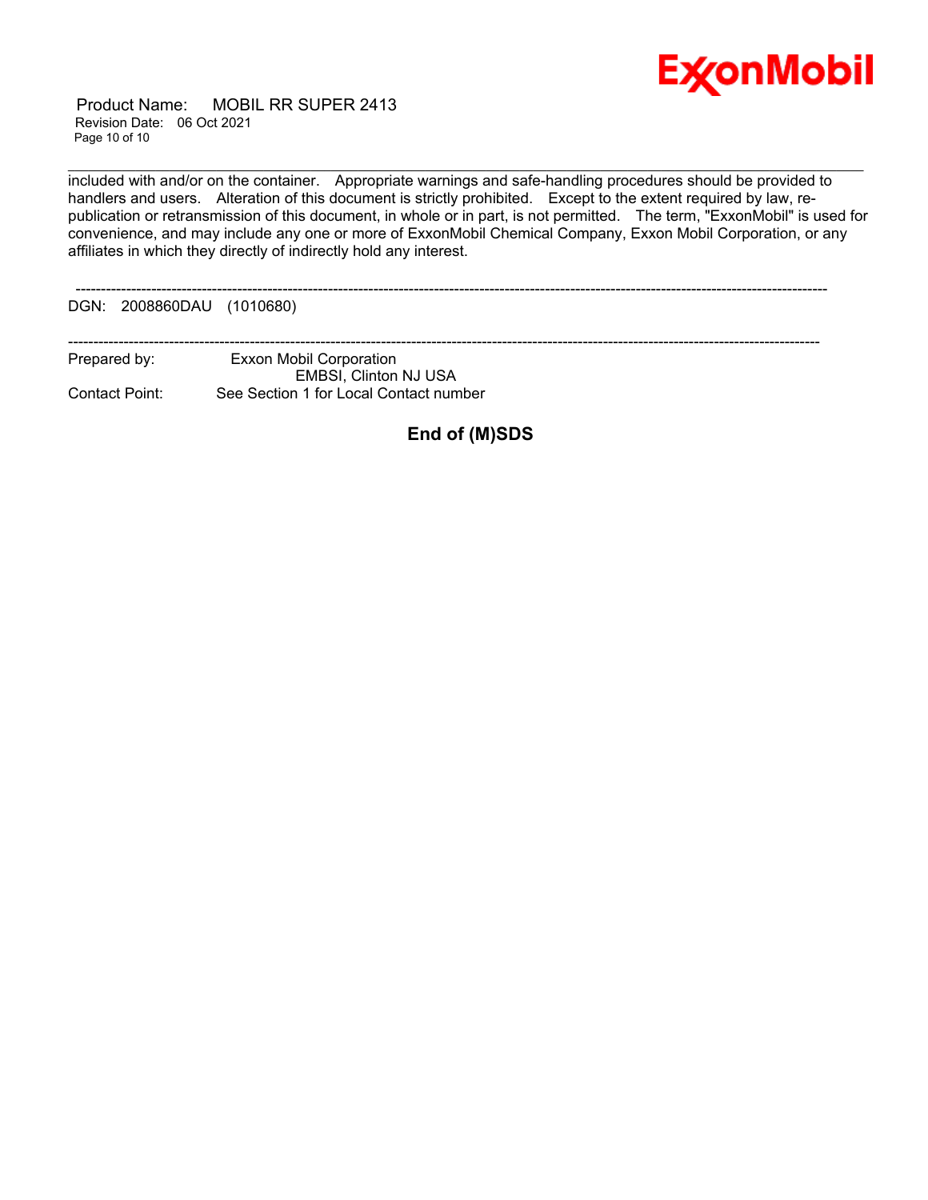included with and/or on the container. Appropriate warnings and safe-handling procedures should be provided to handlers and users. Alteration of this document is strictly prohibited. Except to the extent required by law, re-publication or retransmission of this document, in whole or in part, is not permitted. The term, "ExxonMobil" is used for convenience, and may include any one or more of ExxonMobil Chemical Company, Exxon Mobil Corporation, or any affiliates in which they directly of indirectly hold any interest.

---

DGN: 2008860DAU (1010680)

---

Prepared by: Exxon Mobil Corporation
EMBSI, Clinton NJ USA

Contact Point: See Section 1 for Local Contact number

**End of (M)SDS**